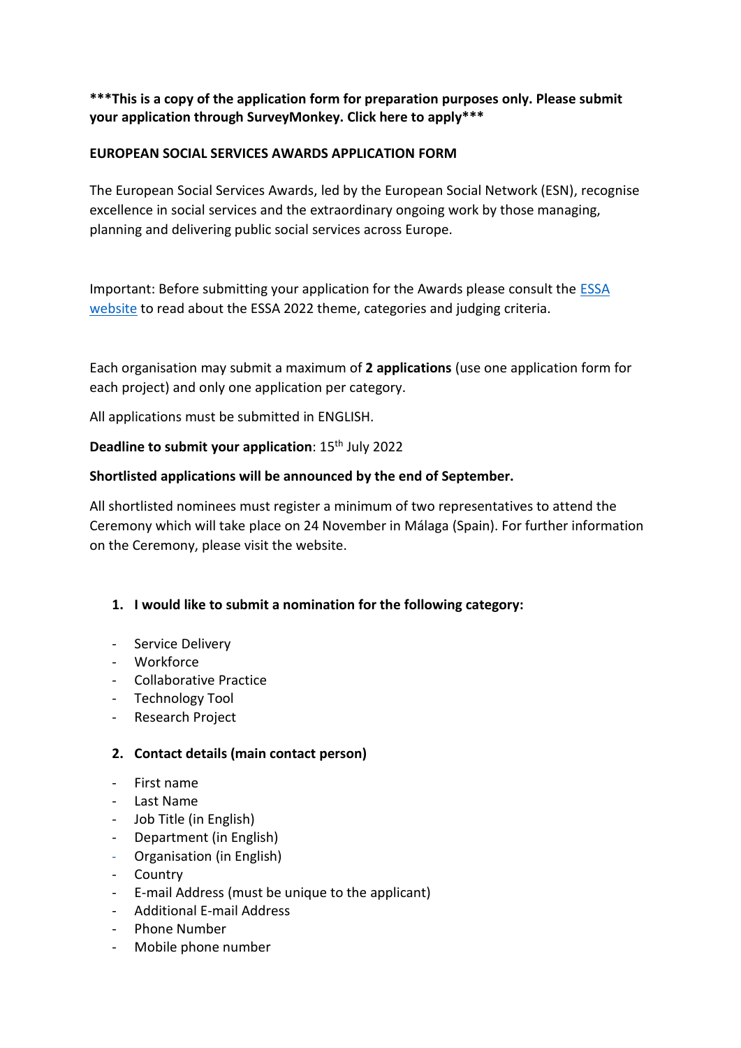**\*\*\*This is a copy of the application form for preparation purposes only. Please submit your application through SurveyMonkey. Click here to apply\*\*\***

**EUROPEAN SOCIAL SERVICES AWARDS APPLICATION FORM**

The European Social Services Awards, led by the European Social Network (ESN), recognise excellence in social services and the extraordinary ongoing work by those managing, planning and delivering public social services across Europe.

Important: Before submitting your application for the Awards please consult the ESSA website to read about the ESSA 2022 theme, categories and judging criteria.

Each organisation may submit a maximum of **2 applications** (use one application form for each project) and only one application per category.

All applications must be submitted in ENGLISH.

**Deadline to submit your application**: 15th July 2022

**Shortlisted applications will be announced by the end of September.**

All shortlisted nominees must register a minimum of two representatives to attend the Ceremony which will take place on 24 November in Málaga (Spain). For further information on the Ceremony, please visit the website.

1. **I would like to submit a nomination for the following category:**

- Service Delivery
- Workforce
- Collaborative Practice
- Technology Tool
- Research Project

2. **Contact details (main contact person)**

- First name
- Last Name
- Job Title (in English)
- Department (in English)
- Organisation (in English)
- Country
- E-mail Address (must be unique to the applicant)
- Additional E-mail Address
- Phone Number
- Mobile phone number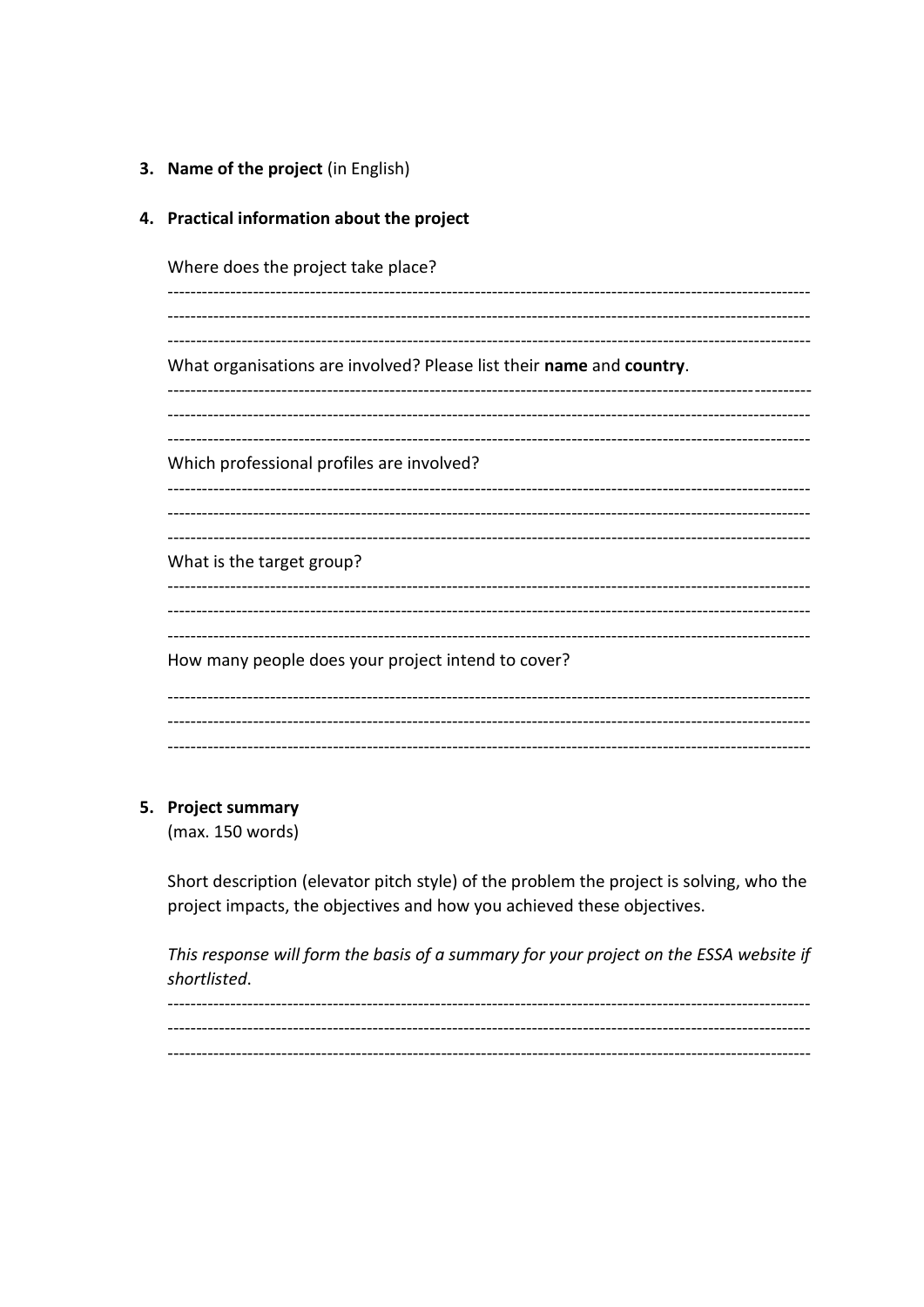3. **Name of the project** (in English)

4. **Practical information about the project**

   Where does the project take place?

   ------------------------------------------------------------------------------------------------------------
   ------------------------------------------------------------------------------------------------------------
   ------------------------------------------------------------------------------------------------------------

   What organisations are involved? Please list their **name** and **country**.

   ------------------------------------------------------------------------------------------------------------
   ------------------------------------------------------------------------------------------------------------
   ------------------------------------------------------------------------------------------------------------

   Which professional profiles are involved?

   ------------------------------------------------------------------------------------------------------------
   ------------------------------------------------------------------------------------------------------------
   ------------------------------------------------------------------------------------------------------------

   What is the target group?

   ------------------------------------------------------------------------------------------------------------
   ------------------------------------------------------------------------------------------------------------
   ------------------------------------------------------------------------------------------------------------

   How many people does your project intend to cover?

   ------------------------------------------------------------------------------------------------------------
   ------------------------------------------------------------------------------------------------------------
   ------------------------------------------------------------------------------------------------------------

5. **Project summary**
   (max. 150 words)

   Short description (elevator pitch style) of the problem the project is solving, who the project impacts, the objectives and how you achieved these objectives.

   *This response will form the basis of a summary for your project on the ESSA website if shortlisted.*

   ------------------------------------------------------------------------------------------------------------
   ------------------------------------------------------------------------------------------------------------
   ------------------------------------------------------------------------------------------------------------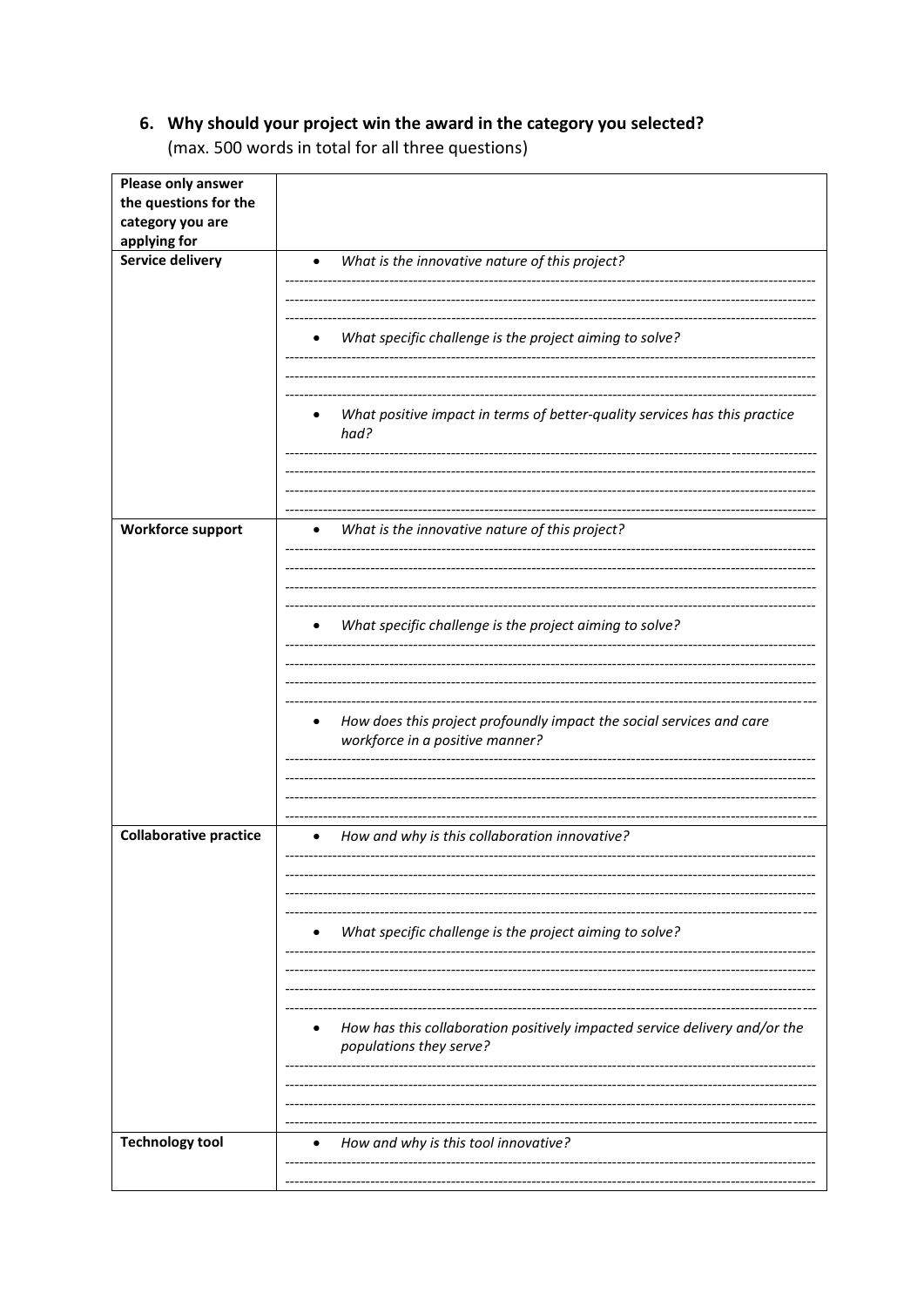## 6. Why should your project win the award in the category you selected?

(max. 500 words in total for all three questions)

| Please only answer the questions for the category you are applying for | |
|---|---|
| **Service delivery** | • *What is the innovative nature of this project?*<br><br>• *What specific challenge is the project aiming to solve?*<br><br>• *What positive impact in terms of better-quality services has this practice had?* |
| **Workforce support** | • *What is the innovative nature of this project?*<br><br>• *What specific challenge is the project aiming to solve?*<br><br>• *How does this project profoundly impact the social services and care workforce in a positive manner?* |
| **Collaborative practice** | • *How and why is this collaboration innovative?*<br><br>• *What specific challenge is the project aiming to solve?*<br><br>• *How has this collaboration positively impacted service delivery and/or the populations they serve?* |
| **Technology tool** | • *How and why is this tool innovative?* |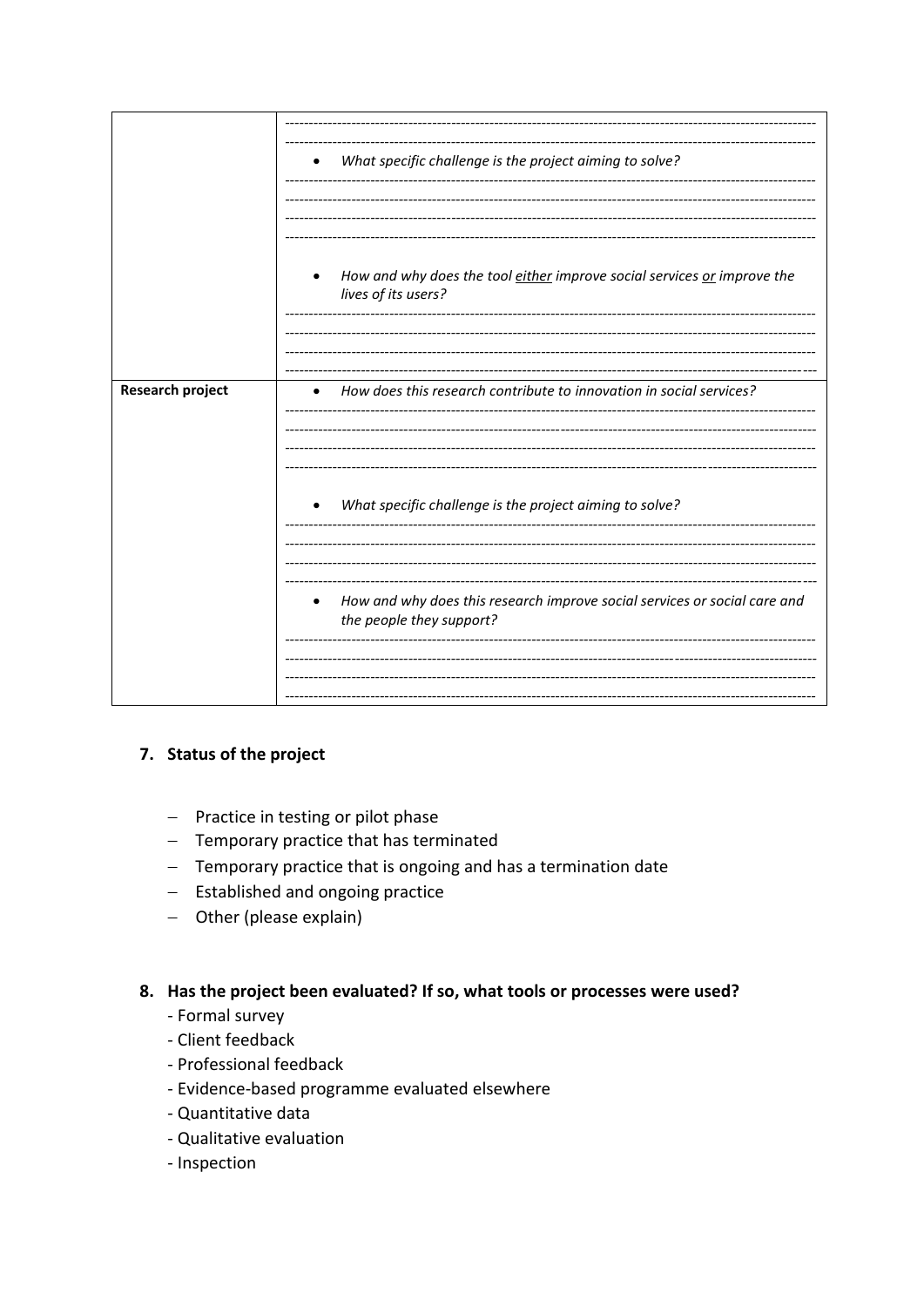| | |
|---|---|
| | ----------------------------------------------------------------------------------------------------------------<br>----------------------------------------------------------------------------------------------------------------<br>• *What specific challenge is the project aiming to solve?*<br>----------------------------------------------------------------------------------------------------------------<br>----------------------------------------------------------------------------------------------------------------<br>----------------------------------------------------------------------------------------------------------------<br>----------------------------------------------------------------------------------------------------------------<br>• *How and why does the tool <u>either</u> improve social services <u>or</u> improve the lives of its users?*<br>----------------------------------------------------------------------------------------------------------------<br>----------------------------------------------------------------------------------------------------------------<br>----------------------------------------------------------------------------------------------------------------<br>---------------------------------------------------------------------------------------------------------------- |
| **Research project** | • *How does this research contribute to innovation in social services?*<br>----------------------------------------------------------------------------------------------------------------<br>----------------------------------------------------------------------------------------------------------------<br>----------------------------------------------------------------------------------------------------------------<br>----------------------------------------------------------------------------------------------------------------<br>• *What specific challenge is the project aiming to solve?*<br>----------------------------------------------------------------------------------------------------------------<br>----------------------------------------------------------------------------------------------------------------<br>----------------------------------------------------------------------------------------------------------------<br>----------------------------------------------------------------------------------------------------------------<br>• *How and why does this research improve social services or social care and the people they support?*<br>----------------------------------------------------------------------------------------------------------------<br>----------------------------------------------------------------------------------------------------------------<br>----------------------------------------------------------------------------------------------------------------<br>---------------------------------------------------------------------------------------------------------------- |

### 7. Status of the project

- Practice in testing or pilot phase
- Temporary practice that has terminated
- Temporary practice that is ongoing and has a termination date
- Established and ongoing practice
- Other (please explain)

### 8. Has the project been evaluated? If so, what tools or processes were used?

- Formal survey
- Client feedback
- Professional feedback
- Evidence-based programme evaluated elsewhere
- Quantitative data
- Qualitative evaluation
- Inspection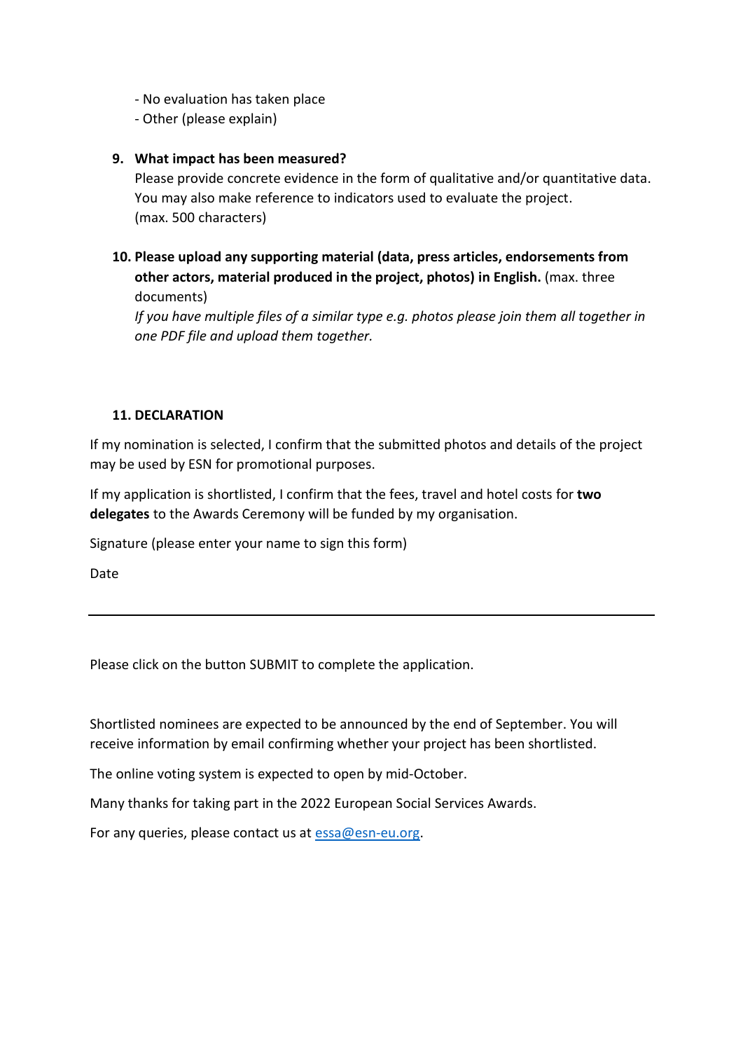- No evaluation has taken place
- Other (please explain)

9. **What impact has been measured?**
   Please provide concrete evidence in the form of qualitative and/or quantitative data. You may also make reference to indicators used to evaluate the project.
   (max. 500 characters)

10. **Please upload any supporting material (data, press articles, endorsements from other actors, material produced in the project, photos) in English.** (max. three documents)
    *If you have multiple files of a similar type e.g. photos please join them all together in one PDF file and upload them together.*

**11. DECLARATION**

If my nomination is selected, I confirm that the submitted photos and details of the project may be used by ESN for promotional purposes.

If my application is shortlisted, I confirm that the fees, travel and hotel costs for **two delegates** to the Awards Ceremony will be funded by my organisation.

Signature (please enter your name to sign this form)

Date

---

Please click on the button SUBMIT to complete the application.

Shortlisted nominees are expected to be announced by the end of September. You will receive information by email confirming whether your project has been shortlisted.

The online voting system is expected to open by mid-October.

Many thanks for taking part in the 2022 European Social Services Awards.

For any queries, please contact us at essa@esn-eu.org.